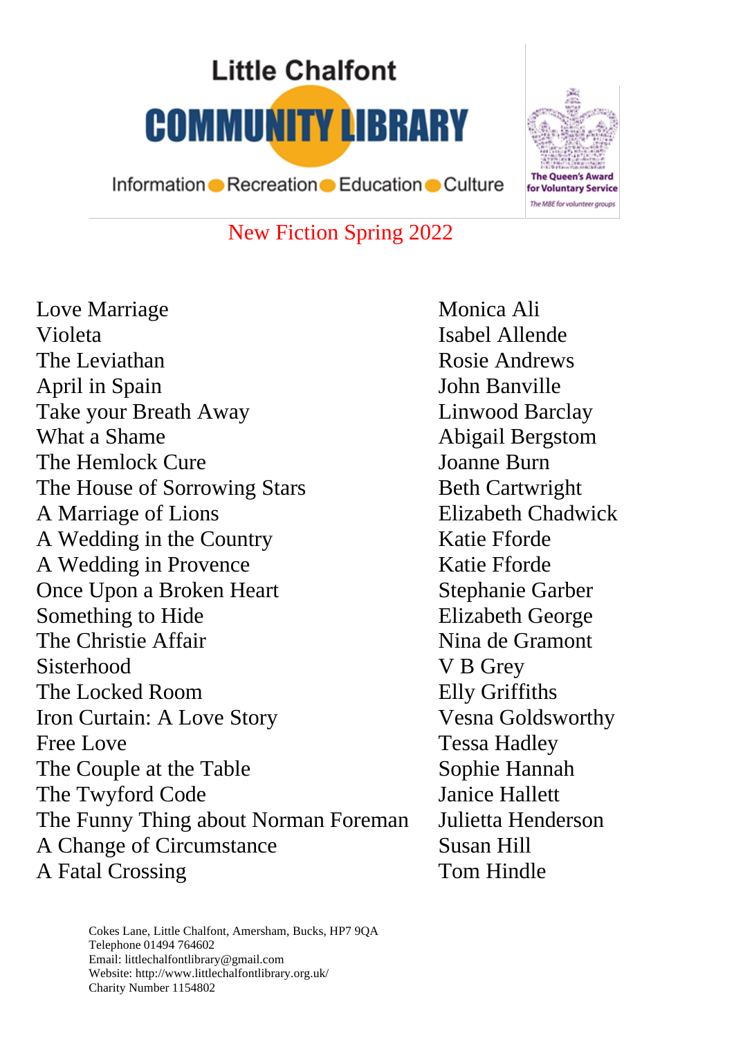# Little Chalfont COMMUNITY LIBRARY

Information ● Recreation ● Education ● Culture

The Queen's Award for Voluntary Service

*The MBE for volunteer groups*

## New Fiction Spring 2022

| Title | Author |
|---|---|
| Love Marriage | Monica Ali |
| Violeta | Isabel Allende |
| The Leviathan | Rosie Andrews |
| April in Spain | John Banville |
| Take your Breath Away | Linwood Barclay |
| What a Shame | Abigail Bergstom |
| The Hemlock Cure | Joanne Burn |
| The House of Sorrowing Stars | Beth Cartwright |
| A Marriage of Lions | Elizabeth Chadwick |
| A Wedding in the Country | Katie Fforde |
| A Wedding in Provence | Katie Fforde |
| Once Upon a Broken Heart | Stephanie Garber |
| Something to Hide | Elizabeth George |
| The Christie Affair | Nina de Gramont |
| Sisterhood | V B Grey |
| The Locked Room | Elly Griffiths |
| Iron Curtain: A Love Story | Vesna Goldsworthy |
| Free Love | Tessa Hadley |
| The Couple at the Table | Sophie Hannah |
| The Twyford Code | Janice Hallett |
| The Funny Thing about Norman Foreman | Julietta Henderson |
| A Change of Circumstance | Susan Hill |
| A Fatal Crossing | Tom Hindle |

Cokes Lane, Little Chalfont, Amersham, Bucks, HP7 9QA
Telephone 01494 764602
Email: littlechalfontlibrary@gmail.com
Website: http://www.littlechalfontlibrary.org.uk/
Charity Number 1154802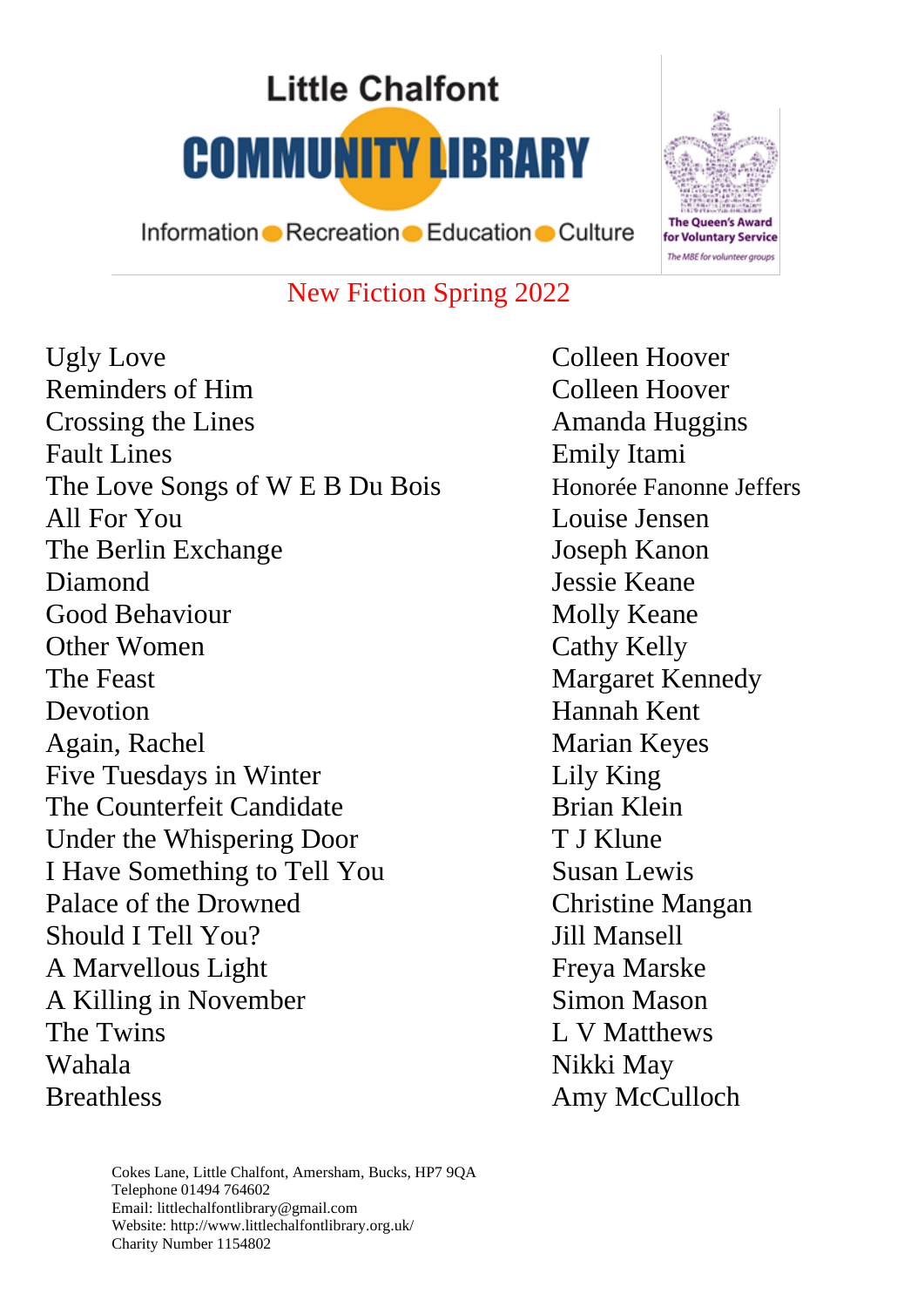Little Chalfont
COMMUNITY LIBRARY
Information Recreation Education Culture

The Queen's Award for Voluntary Service
The MBE for volunteer groups

## New Fiction Spring 2022

| Title | Author |
|---|---|
| Ugly Love | Colleen Hoover |
| Reminders of Him | Colleen Hoover |
| Crossing the Lines | Amanda Huggins |
| Fault Lines | Emily Itami |
| The Love Songs of W E B Du Bois | Honorée Fanonne Jeffers |
| All For You | Louise Jensen |
| The Berlin Exchange | Joseph Kanon |
| Diamond | Jessie Keane |
| Good Behaviour | Molly Keane |
| Other Women | Cathy Kelly |
| The Feast | Margaret Kennedy |
| Devotion | Hannah Kent |
| Again, Rachel | Marian Keyes |
| Five Tuesdays in Winter | Lily King |
| The Counterfeit Candidate | Brian Klein |
| Under the Whispering Door | T J Klune |
| I Have Something to Tell You | Susan Lewis |
| Palace of the Drowned | Christine Mangan |
| Should I Tell You? | Jill Mansell |
| A Marvellous Light | Freya Marske |
| A Killing in November | Simon Mason |
| The Twins | L V Matthews |
| Wahala | Nikki May |
| Breathless | Amy McCulloch |

Cokes Lane, Little Chalfont, Amersham, Bucks, HP7 9QA
Telephone 01494 764602
Email: littlechalfontlibrary@gmail.com
Website: http://www.littlechalfontlibrary.org.uk/
Charity Number 1154802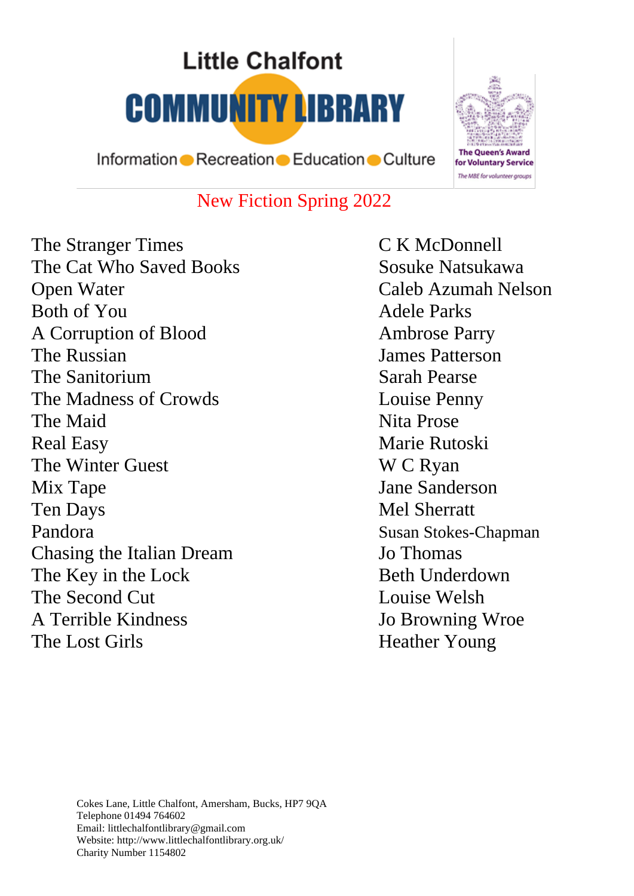Little Chalfont

# COMMUNITY LIBRARY

Information Recreation Education Culture

The Queen's Award for Voluntary Service

The MBE for volunteer groups

## New Fiction Spring 2022

| | |
|---|---|
| The Stranger Times | C K McDonnell |
| The Cat Who Saved Books | Sosuke Natsukawa |
| Open Water | Caleb Azumah Nelson |
| Both of You | Adele Parks |
| A Corruption of Blood | Ambrose Parry |
| The Russian | James Patterson |
| The Sanitorium | Sarah Pearse |
| The Madness of Crowds | Louise Penny |
| The Maid | Nita Prose |
| Real Easy | Marie Rutoski |
| The Winter Guest | W C Ryan |
| Mix Tape | Jane Sanderson |
| Ten Days | Mel Sherratt |
| Pandora | Susan Stokes-Chapman |
| Chasing the Italian Dream | Jo Thomas |
| The Key in the Lock | Beth Underdown |
| The Second Cut | Louise Welsh |
| A Terrible Kindness | Jo Browning Wroe |
| The Lost Girls | Heather Young |

Cokes Lane, Little Chalfont, Amersham, Bucks, HP7 9QA
Telephone 01494 764602
Email: littlechalfontlibrary@gmail.com
Website: http://www.littlechalfontlibrary.org.uk/
Charity Number 1154802